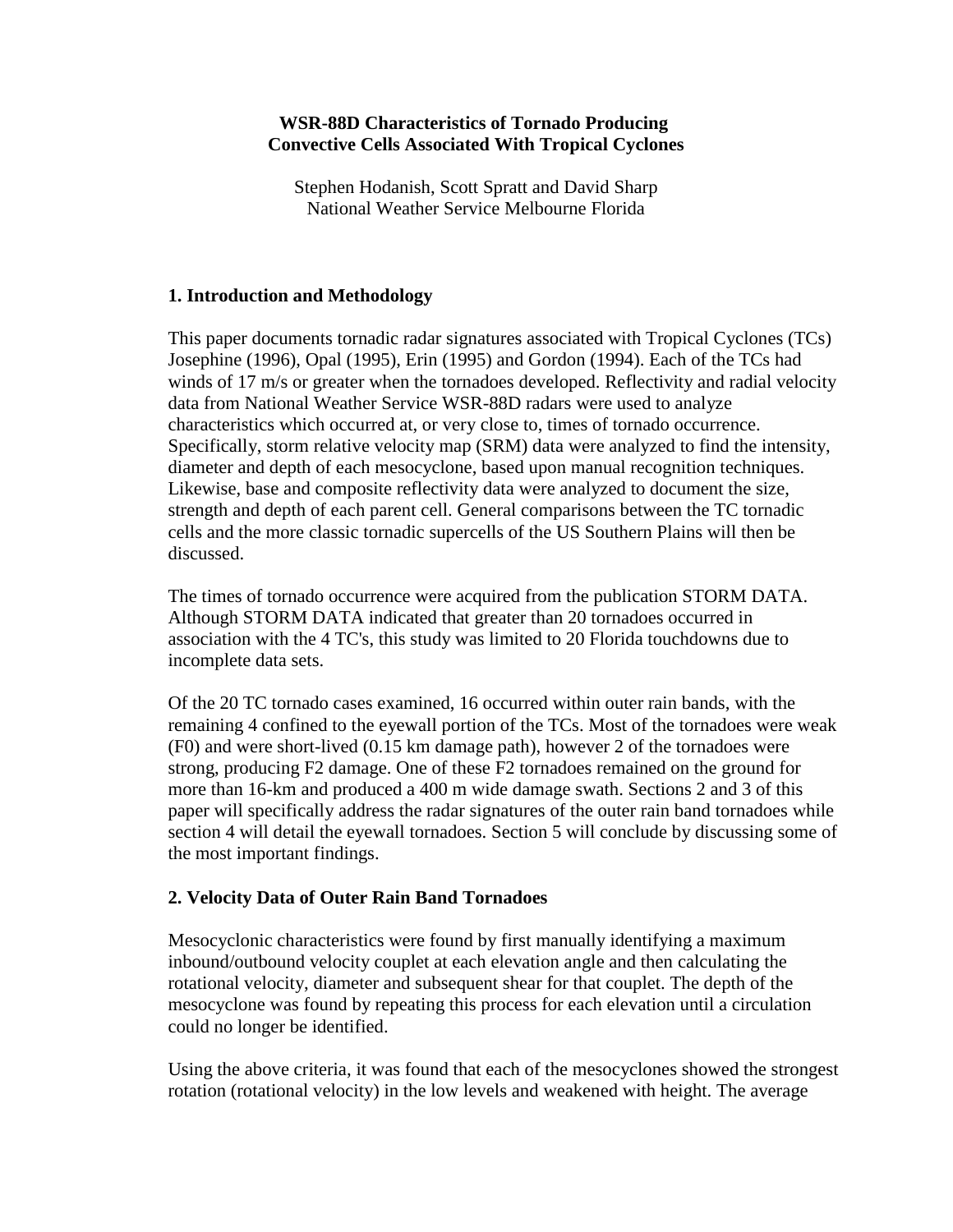# WSR-88D Characteristics of Tornado Producing Convective Cells Associated With Tropical Cyclones

Stephen Hodanish, Scott Spratt and David Sharp
National Weather Service Melbourne Florida

## 1. Introduction and Methodology

This paper documents tornadic radar signatures associated with Tropical Cyclones (TCs) Josephine (1996), Opal (1995), Erin (1995) and Gordon (1994). Each of the TCs had winds of 17 m/s or greater when the tornadoes developed. Reflectivity and radial velocity data from National Weather Service WSR-88D radars were used to analyze characteristics which occurred at, or very close to, times of tornado occurrence. Specifically, storm relative velocity map (SRM) data were analyzed to find the intensity, diameter and depth of each mesocyclone, based upon manual recognition techniques. Likewise, base and composite reflectivity data were analyzed to document the size, strength and depth of each parent cell. General comparisons between the TC tornadic cells and the more classic tornadic supercells of the US Southern Plains will then be discussed.

The times of tornado occurrence were acquired from the publication STORM DATA. Although STORM DATA indicated that greater than 20 tornadoes occurred in association with the 4 TC's, this study was limited to 20 Florida touchdowns due to incomplete data sets.

Of the 20 TC tornado cases examined, 16 occurred within outer rain bands, with the remaining 4 confined to the eyewall portion of the TCs. Most of the tornadoes were weak (F0) and were short-lived (0.15 km damage path), however 2 of the tornadoes were strong, producing F2 damage. One of these F2 tornadoes remained on the ground for more than 16-km and produced a 400 m wide damage swath. Sections 2 and 3 of this paper will specifically address the radar signatures of the outer rain band tornadoes while section 4 will detail the eyewall tornadoes. Section 5 will conclude by discussing some of the most important findings.

## 2. Velocity Data of Outer Rain Band Tornadoes

Mesocyclonic characteristics were found by first manually identifying a maximum inbound/outbound velocity couplet at each elevation angle and then calculating the rotational velocity, diameter and subsequent shear for that couplet. The depth of the mesocyclone was found by repeating this process for each elevation until a circulation could no longer be identified.

Using the above criteria, it was found that each of the mesocyclones showed the strongest rotation (rotational velocity) in the low levels and weakened with height. The average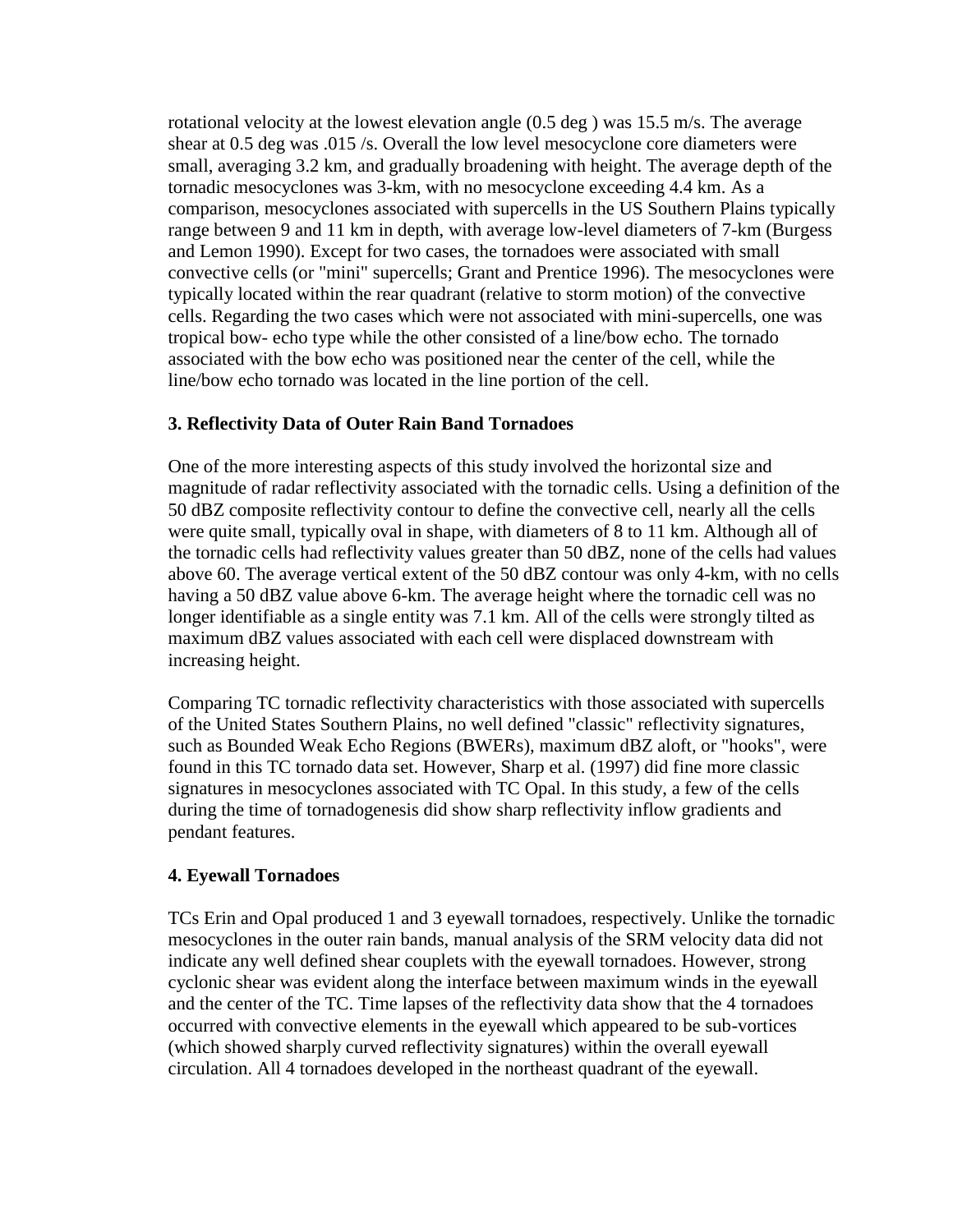rotational velocity at the lowest elevation angle (0.5 deg ) was 15.5 m/s. The average shear at 0.5 deg was .015 /s. Overall the low level mesocyclone core diameters were small, averaging 3.2 km, and gradually broadening with height. The average depth of the tornadic mesocyclones was 3-km, with no mesocyclone exceeding 4.4 km. As a comparison, mesocyclones associated with supercells in the US Southern Plains typically range between 9 and 11 km in depth, with average low-level diameters of 7-km (Burgess and Lemon 1990). Except for two cases, the tornadoes were associated with small convective cells (or "mini" supercells; Grant and Prentice 1996). The mesocyclones were typically located within the rear quadrant (relative to storm motion) of the convective cells. Regarding the two cases which were not associated with mini-supercells, one was tropical bow- echo type while the other consisted of a line/bow echo. The tornado associated with the bow echo was positioned near the center of the cell, while the line/bow echo tornado was located in the line portion of the cell.

**3. Reflectivity Data of Outer Rain Band Tornadoes**

One of the more interesting aspects of this study involved the horizontal size and magnitude of radar reflectivity associated with the tornadic cells. Using a definition of the 50 dBZ composite reflectivity contour to define the convective cell, nearly all the cells were quite small, typically oval in shape, with diameters of 8 to 11 km. Although all of the tornadic cells had reflectivity values greater than 50 dBZ, none of the cells had values above 60. The average vertical extent of the 50 dBZ contour was only 4-km, with no cells having a 50 dBZ value above 6-km. The average height where the tornadic cell was no longer identifiable as a single entity was 7.1 km. All of the cells were strongly tilted as maximum dBZ values associated with each cell were displaced downstream with increasing height.

Comparing TC tornadic reflectivity characteristics with those associated with supercells of the United States Southern Plains, no well defined "classic" reflectivity signatures, such as Bounded Weak Echo Regions (BWERs), maximum dBZ aloft, or "hooks", were found in this TC tornado data set. However, Sharp et al. (1997) did fine more classic signatures in mesocyclones associated with TC Opal. In this study, a few of the cells during the time of tornadogenesis did show sharp reflectivity inflow gradients and pendant features.

**4. Eyewall Tornadoes**

TCs Erin and Opal produced 1 and 3 eyewall tornadoes, respectively. Unlike the tornadic mesocyclones in the outer rain bands, manual analysis of the SRM velocity data did not indicate any well defined shear couplets with the eyewall tornadoes. However, strong cyclonic shear was evident along the interface between maximum winds in the eyewall and the center of the TC. Time lapses of the reflectivity data show that the 4 tornadoes occurred with convective elements in the eyewall which appeared to be sub-vortices (which showed sharply curved reflectivity signatures) within the overall eyewall circulation. All 4 tornadoes developed in the northeast quadrant of the eyewall.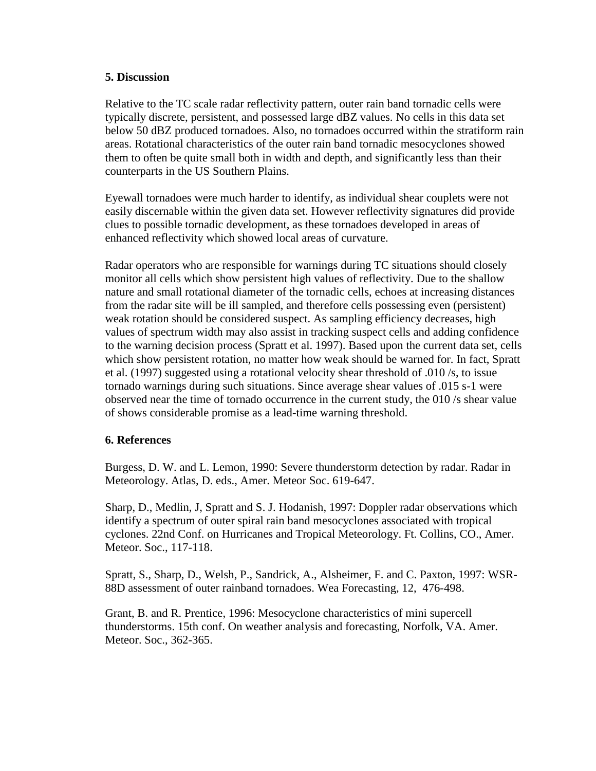## 5. Discussion

Relative to the TC scale radar reflectivity pattern, outer rain band tornadic cells were typically discrete, persistent, and possessed large dBZ values. No cells in this data set below 50 dBZ produced tornadoes. Also, no tornadoes occurred within the stratiform rain areas. Rotational characteristics of the outer rain band tornadic mesocyclones showed them to often be quite small both in width and depth, and significantly less than their counterparts in the US Southern Plains.

Eyewall tornadoes were much harder to identify, as individual shear couplets were not easily discernable within the given data set. However reflectivity signatures did provide clues to possible tornadic development, as these tornadoes developed in areas of enhanced reflectivity which showed local areas of curvature.

Radar operators who are responsible for warnings during TC situations should closely monitor all cells which show persistent high values of reflectivity. Due to the shallow nature and small rotational diameter of the tornadic cells, echoes at increasing distances from the radar site will be ill sampled, and therefore cells possessing even (persistent) weak rotation should be considered suspect. As sampling efficiency decreases, high values of spectrum width may also assist in tracking suspect cells and adding confidence to the warning decision process (Spratt et al. 1997). Based upon the current data set, cells which show persistent rotation, no matter how weak should be warned for. In fact, Spratt et al. (1997) suggested using a rotational velocity shear threshold of .010 /s, to issue tornado warnings during such situations. Since average shear values of .015 $s^{-1}$ were observed near the time of tornado occurrence in the current study, the 010 /s shear value of shows considerable promise as a lead-time warning threshold.

## 6. References

Burgess, D. W. and L. Lemon, 1990: Severe thunderstorm detection by radar. Radar in Meteorology. Atlas, D. eds., Amer. Meteor Soc. 619-647.

Sharp, D., Medlin, J, Spratt and S. J. Hodanish, 1997: Doppler radar observations which identify a spectrum of outer spiral rain band mesocyclones associated with tropical cyclones. 22nd Conf. on Hurricanes and Tropical Meteorology. Ft. Collins, CO., Amer. Meteor. Soc., 117-118.

Spratt, S., Sharp, D., Welsh, P., Sandrick, A., Alsheimer, F. and C. Paxton, 1997: WSR-88D assessment of outer rainband tornadoes. Wea Forecasting, 12, 476-498.

Grant, B. and R. Prentice, 1996: Mesocyclone characteristics of mini supercell thunderstorms. 15th conf. On weather analysis and forecasting, Norfolk, VA. Amer. Meteor. Soc., 362-365.